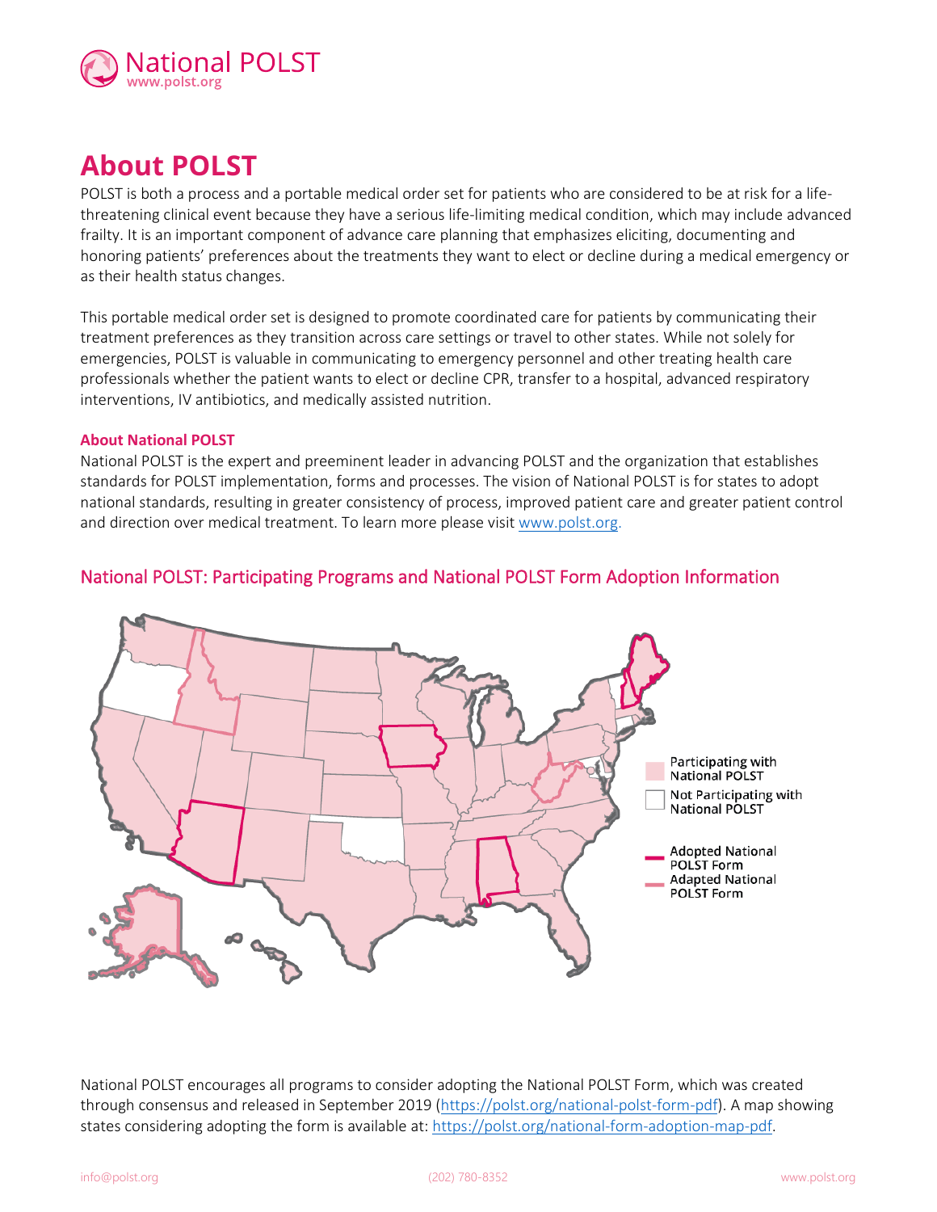National POLST
www.polst.org

# About POLST

POLST is both a process and a portable medical order set for patients who are considered to be at risk for a life-threatening clinical event because they have a serious life-limiting medical condition, which may include advanced frailty. It is an important component of advance care planning that emphasizes eliciting, documenting and honoring patients' preferences about the treatments they want to elect or decline during a medical emergency or as their health status changes.

This portable medical order set is designed to promote coordinated care for patients by communicating their treatment preferences as they transition across care settings or travel to other states. While not solely for emergencies, POLST is valuable in communicating to emergency personnel and other treating health care professionals whether the patient wants to elect or decline CPR, transfer to a hospital, advanced respiratory interventions, IV antibiotics, and medically assisted nutrition.

### About National POLST

National POLST is the expert and preeminent leader in advancing POLST and the organization that establishes standards for POLST implementation, forms and processes. The vision of National POLST is for states to adopt national standards, resulting in greater consistency of process, improved patient care and greater patient control and direction over medical treatment. To learn more please visit www.polst.org.

## National POLST: Participating Programs and National POLST Form Adoption Information

Participating with National POLST

Not Participating with National POLST

Adopted National POLST Form

Adapted National POLST Form

National POLST encourages all programs to consider adopting the National POLST Form, which was created through consensus and released in September 2019 (https://polst.org/national-polst-form-pdf). A map showing states considering adopting the form is available at: https://polst.org/national-form-adoption-map-pdf.

info@polst.org (202) 780-8352 www.polst.org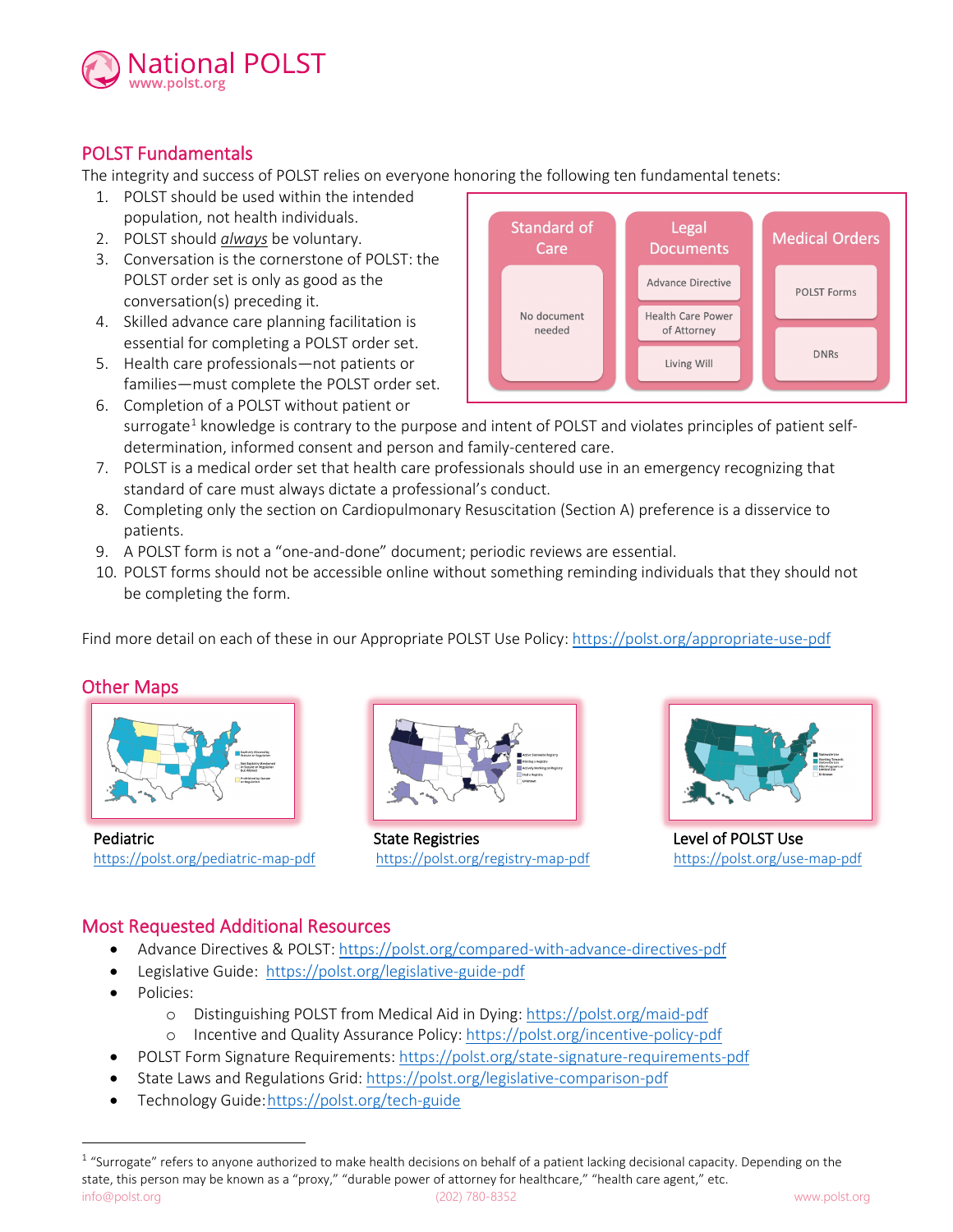National POLST
www.polst.org

## POLST Fundamentals

The integrity and success of POLST relies on everyone honoring the following ten fundamental tenets:

1. POLST should be used within the intended population, not health individuals.
2. POLST should *always* be voluntary.
3. Conversation is the cornerstone of POLST: the POLST order set is only as good as the conversation(s) preceding it.
4. Skilled advance care planning facilitation is essential for completing a POLST order set.
5. Health care professionals—not patients or families—must complete the POLST order set.
6. Completion of a POLST without patient or surrogate[1] knowledge is contrary to the purpose and intent of POLST and violates principles of patient self-determination, informed consent and person and family-centered care.
7. POLST is a medical order set that health care professionals should use in an emergency recognizing that standard of care must always dictate a professional's conduct.
8. Completing only the section on Cardiopulmonary Resuscitation (Section A) preference is a disservice to patients.
9. A POLST form is not a "one-and-done" document; periodic reviews are essential.
10. POLST forms should not be accessible online without something reminding individuals that they should not be completing the form.

Standard of Care
No document needed

Legal Documents
Advance Directive
Health Care Power of Attorney
Living Will

Medical Orders
POLST Forms
DNRs

Find more detail on each of these in our Appropriate POLST Use Policy: https://polst.org/appropriate-use-pdf

## Other Maps

**Pediatric**
https://polst.org/pediatric-map-pdf

**State Registries**
https://polst.org/registry-map-pdf

**Level of POLST Use**
https://polst.org/use-map-pdf

## Most Requested Additional Resources

- Advance Directives & POLST: https://polst.org/compared-with-advance-directives-pdf
- Legislative Guide: https://polst.org/legislative-guide-pdf
- Policies:
  - Distinguishing POLST from Medical Aid in Dying: https://polst.org/maid-pdf
  - Incentive and Quality Assurance Policy: https://polst.org/incentive-policy-pdf
- POLST Form Signature Requirements: https://polst.org/state-signature-requirements-pdf
- State Laws and Regulations Grid: https://polst.org/legislative-comparison-pdf
- Technology Guide: https://polst.org/tech-guide

[1] "Surrogate" refers to anyone authorized to make health decisions on behalf of a patient lacking decisional capacity. Depending on the state, this person may be known as a "proxy," "durable power of attorney for healthcare," "health care agent," etc.

info@polst.org (202) 780-8352 www.polst.org